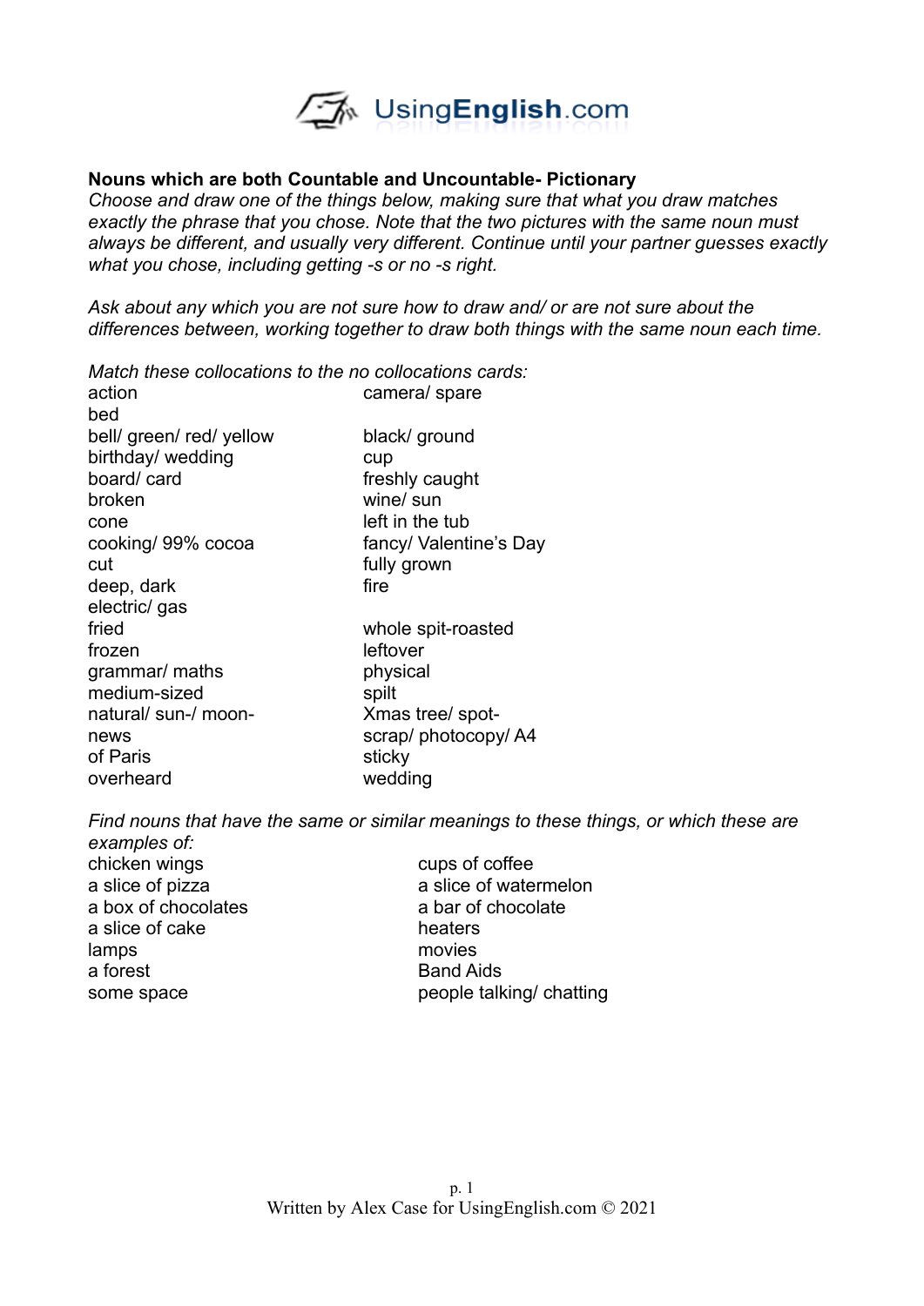**Nouns which are both Countable and Uncountable- Pictionary**

*Choose and draw one of the things below, making sure that what you draw matches exactly the phrase that you chose. Note that the two pictures with the same noun must always be different, and usually very different. Continue until your partner guesses exactly what you chose, including getting -s or no -s right.*

*Ask about any which you are not sure how to draw and/ or are not sure about the differences between, working together to draw both things with the same noun each time.*

*Match these collocations to the no collocations cards:*

action
bed
bell/ green/ red/ yellow
birthday/ wedding
board/ card
broken
cone
cooking/ 99% cocoa
cut
deep, dark
electric/ gas
fried
frozen
grammar/ maths
medium-sized
natural/ sun-/ moon-
news
of Paris
overheard

camera/ spare

black/ ground
cup
freshly caught
wine/ sun
left in the tub
fancy/ Valentine's Day
fully grown
fire

whole spit-roasted
leftover
physical
spilt
Xmas tree/ spot-
scrap/ photocopy/ A4
sticky
wedding

*Find nouns that have the same or similar meanings to these things, or which these are examples of:*

chicken wings
a slice of pizza
a box of chocolates
a slice of cake
lamps
a forest
some space

cups of coffee
a slice of watermelon
a bar of chocolate
heaters
movies
Band Aids
people talking/ chatting

Written by Alex Case for UsingEnglish.com © 2021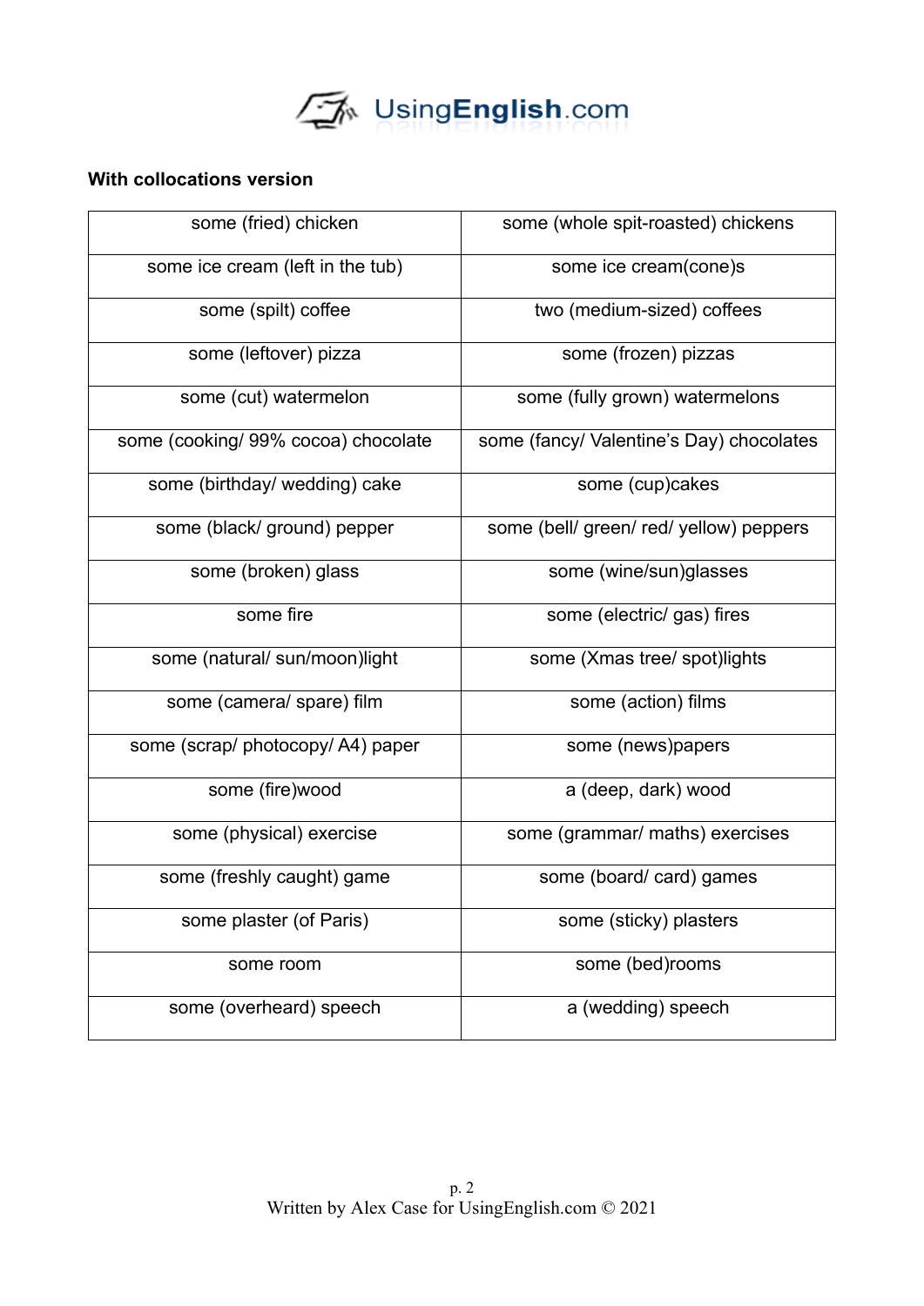**With collocations version**

| some (fried) chicken | some (whole spit-roasted) chickens |
|---|---|
| some ice cream (left in the tub) | some ice cream(cone)s |
| some (spilt) coffee | two (medium-sized) coffees |
| some (leftover) pizza | some (frozen) pizzas |
| some (cut) watermelon | some (fully grown) watermelons |
| some (cooking/ 99% cocoa) chocolate | some (fancy/ Valentine's Day) chocolates |
| some (birthday/ wedding) cake | some (cup)cakes |
| some (black/ ground) pepper | some (bell/ green/ red/ yellow) peppers |
| some (broken) glass | some (wine/sun)glasses |
| some fire | some (electric/ gas) fires |
| some (natural/ sun/moon)light | some (Xmas tree/ spot)lights |
| some (camera/ spare) film | some (action) films |
| some (scrap/ photocopy/ A4) paper | some (news)papers |
| some (fire)wood | a (deep, dark) wood |
| some (physical) exercise | some (grammar/ maths) exercises |
| some (freshly caught) game | some (board/ card) games |
| some plaster (of Paris) | some (sticky) plasters |
| some room | some (bed)rooms |
| some (overheard) speech | a (wedding) speech |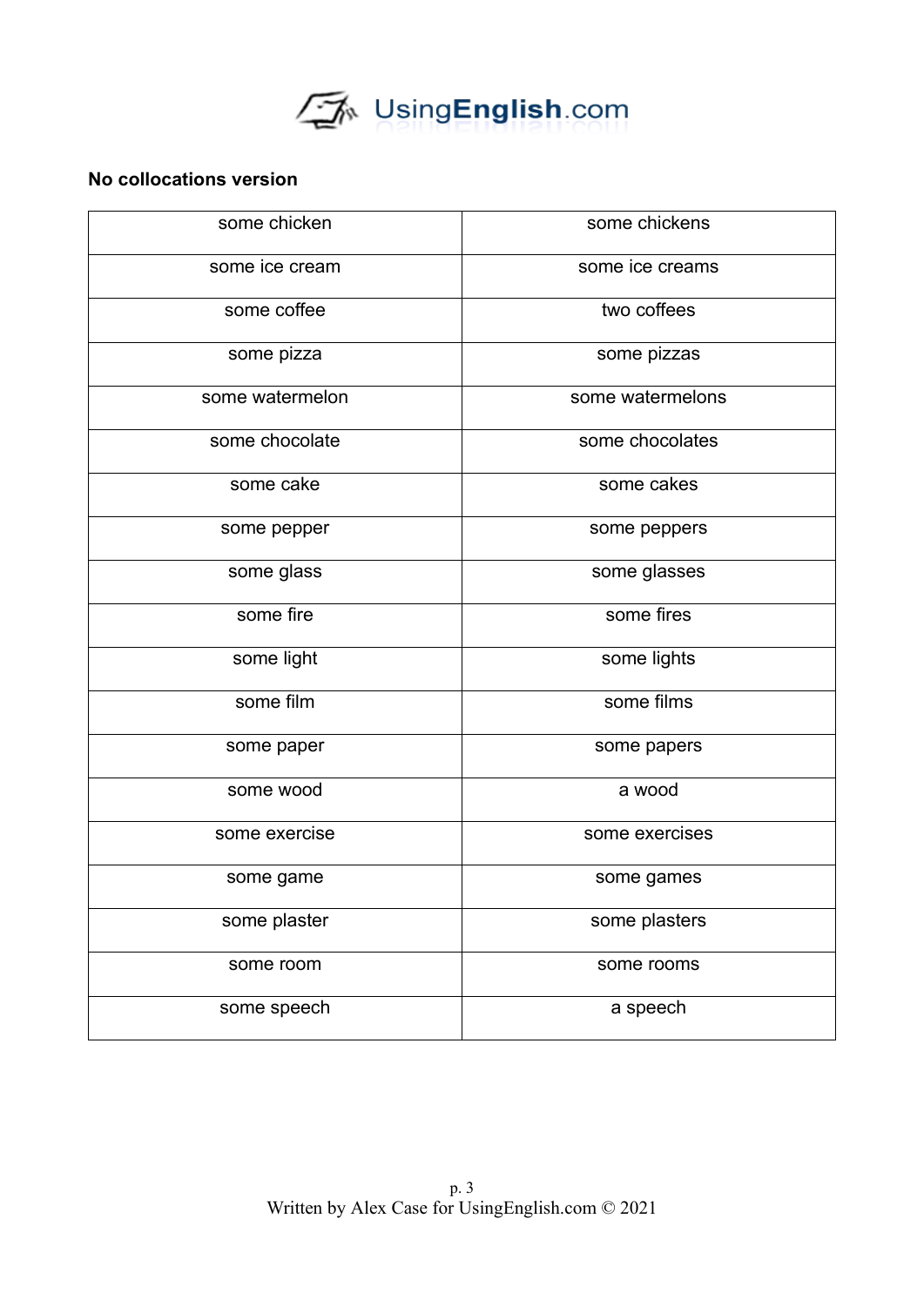**No collocations version**

| | |
|---|---|
| some chicken | some chickens |
| some ice cream | some ice creams |
| some coffee | two coffees |
| some pizza | some pizzas |
| some watermelon | some watermelons |
| some chocolate | some chocolates |
| some cake | some cakes |
| some pepper | some peppers |
| some glass | some glasses |
| some fire | some fires |
| some light | some lights |
| some film | some films |
| some paper | some papers |
| some wood | a wood |
| some exercise | some exercises |
| some game | some games |
| some plaster | some plasters |
| some room | some rooms |
| some speech | a speech |

Written by Alex Case for UsingEnglish.com © 2021